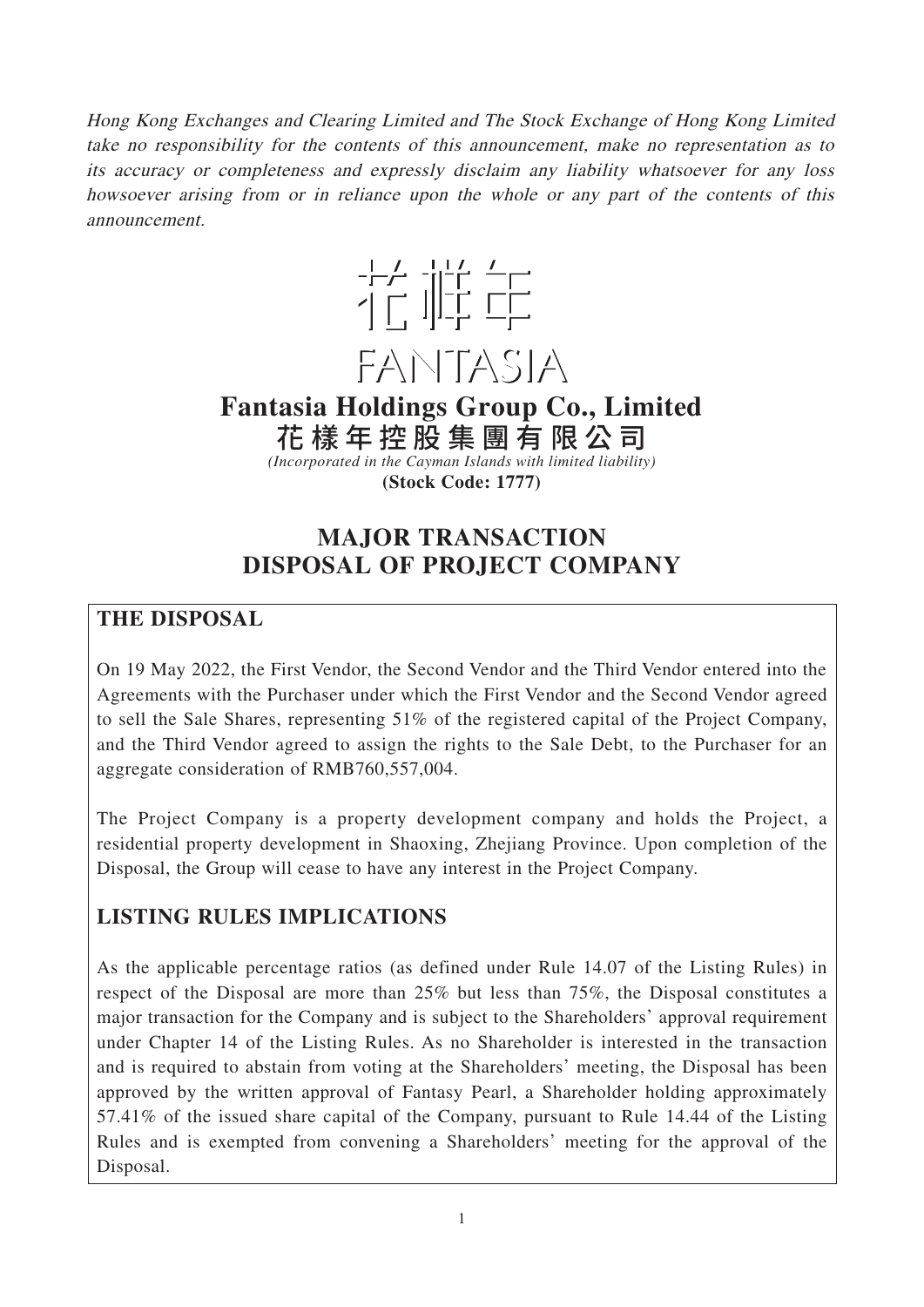*Hong Kong Exchanges and Clearing Limited and The Stock Exchange of Hong Kong Limited take no responsibility for the contents of this announcement, make no representation as to its accuracy or completeness and expressly disclaim any liability whatsoever for any loss howsoever arising from or in reliance upon the whole or any part of the contents of this announcement.*

花樣年

FANTASIA

# Fantasia Holdings Group Co., Limited

# 花樣年控股集團有限公司

*(Incorporated in the Cayman Islands with limited liability)*

**(Stock Code: 1777)**

# MAJOR TRANSACTION
# DISPOSAL OF PROJECT COMPANY

## THE DISPOSAL

On 19 May 2022, the First Vendor, the Second Vendor and the Third Vendor entered into the Agreements with the Purchaser under which the First Vendor and the Second Vendor agreed to sell the Sale Shares, representing 51% of the registered capital of the Project Company, and the Third Vendor agreed to assign the rights to the Sale Debt, to the Purchaser for an aggregate consideration of RMB760,557,004.

The Project Company is a property development company and holds the Project, a residential property development in Shaoxing, Zhejiang Province. Upon completion of the Disposal, the Group will cease to have any interest in the Project Company.

## LISTING RULES IMPLICATIONS

As the applicable percentage ratios (as defined under Rule 14.07 of the Listing Rules) in respect of the Disposal are more than 25% but less than 75%, the Disposal constitutes a major transaction for the Company and is subject to the Shareholders' approval requirement under Chapter 14 of the Listing Rules. As no Shareholder is interested in the transaction and is required to abstain from voting at the Shareholders' meeting, the Disposal has been approved by the written approval of Fantasy Pearl, a Shareholder holding approximately 57.41% of the issued share capital of the Company, pursuant to Rule 14.44 of the Listing Rules and is exempted from convening a Shareholders' meeting for the approval of the Disposal.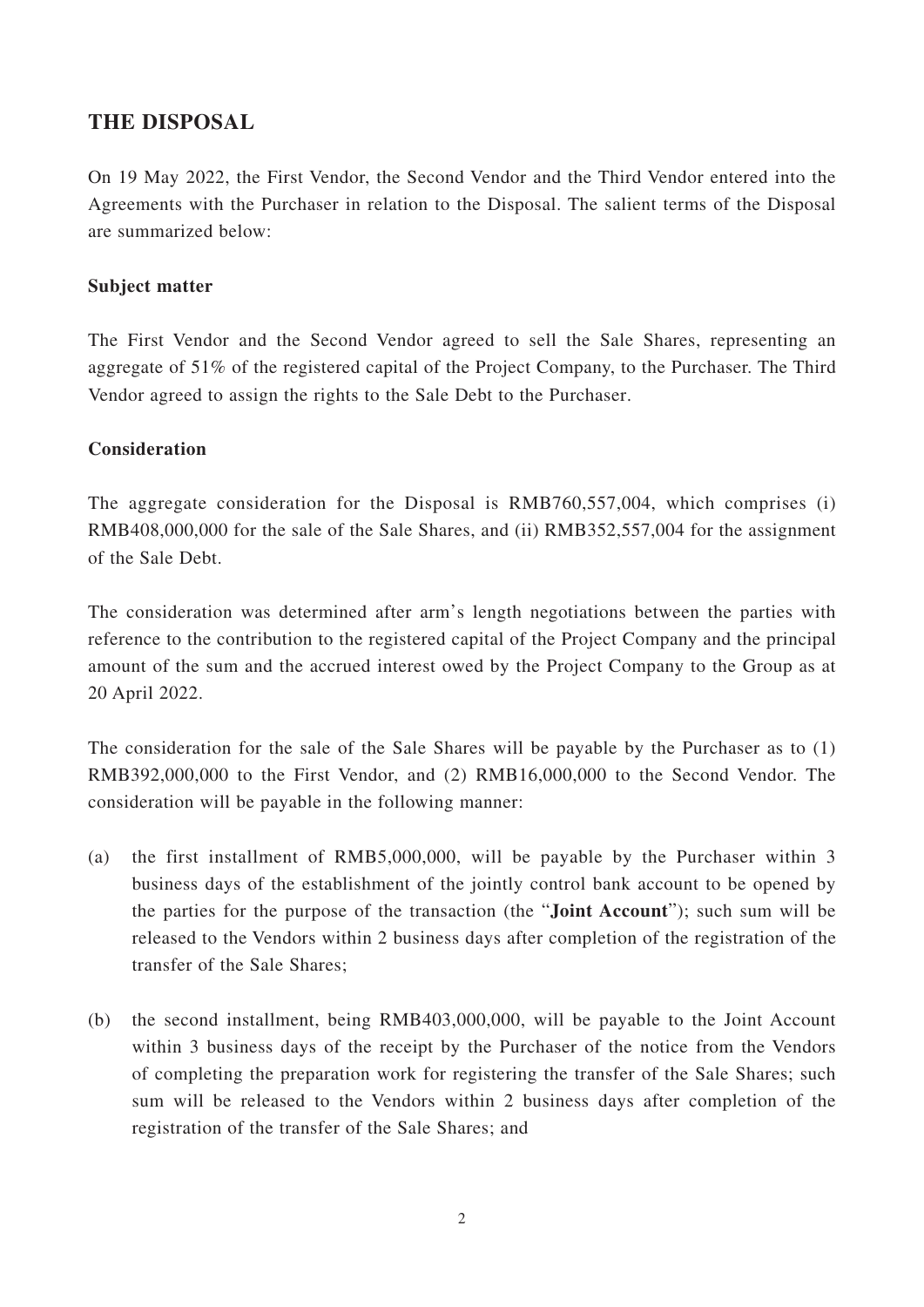## THE DISPOSAL

On 19 May 2022, the First Vendor, the Second Vendor and the Third Vendor entered into the Agreements with the Purchaser in relation to the Disposal. The salient terms of the Disposal are summarized below:

**Subject matter**

The First Vendor and the Second Vendor agreed to sell the Sale Shares, representing an aggregate of 51% of the registered capital of the Project Company, to the Purchaser. The Third Vendor agreed to assign the rights to the Sale Debt to the Purchaser.

**Consideration**

The aggregate consideration for the Disposal is RMB760,557,004, which comprises (i) RMB408,000,000 for the sale of the Sale Shares, and (ii) RMB352,557,004 for the assignment of the Sale Debt.

The consideration was determined after arm's length negotiations between the parties with reference to the contribution to the registered capital of the Project Company and the principal amount of the sum and the accrued interest owed by the Project Company to the Group as at 20 April 2022.

The consideration for the sale of the Sale Shares will be payable by the Purchaser as to (1) RMB392,000,000 to the First Vendor, and (2) RMB16,000,000 to the Second Vendor. The consideration will be payable in the following manner:

(a) the first installment of RMB5,000,000, will be payable by the Purchaser within 3 business days of the establishment of the jointly control bank account to be opened by the parties for the purpose of the transaction (the "**Joint Account**"); such sum will be released to the Vendors within 2 business days after completion of the registration of the transfer of the Sale Shares;

(b) the second installment, being RMB403,000,000, will be payable to the Joint Account within 3 business days of the receipt by the Purchaser of the notice from the Vendors of completing the preparation work for registering the transfer of the Sale Shares; such sum will be released to the Vendors within 2 business days after completion of the registration of the transfer of the Sale Shares; and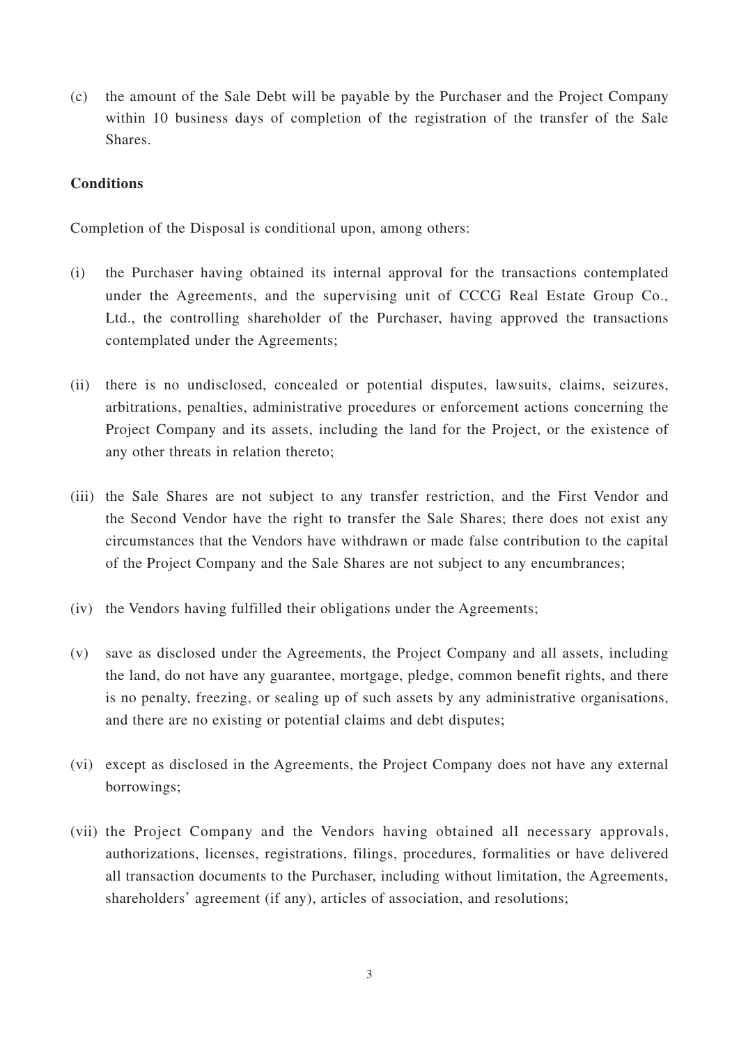(c) the amount of the Sale Debt will be payable by the Purchaser and the Project Company within 10 business days of completion of the registration of the transfer of the Sale Shares.

**Conditions**

Completion of the Disposal is conditional upon, among others:

(i) the Purchaser having obtained its internal approval for the transactions contemplated under the Agreements, and the supervising unit of CCCG Real Estate Group Co., Ltd., the controlling shareholder of the Purchaser, having approved the transactions contemplated under the Agreements;

(ii) there is no undisclosed, concealed or potential disputes, lawsuits, claims, seizures, arbitrations, penalties, administrative procedures or enforcement actions concerning the Project Company and its assets, including the land for the Project, or the existence of any other threats in relation thereto;

(iii) the Sale Shares are not subject to any transfer restriction, and the First Vendor and the Second Vendor have the right to transfer the Sale Shares; there does not exist any circumstances that the Vendors have withdrawn or made false contribution to the capital of the Project Company and the Sale Shares are not subject to any encumbrances;

(iv) the Vendors having fulfilled their obligations under the Agreements;

(v) save as disclosed under the Agreements, the Project Company and all assets, including the land, do not have any guarantee, mortgage, pledge, common benefit rights, and there is no penalty, freezing, or sealing up of such assets by any administrative organisations, and there are no existing or potential claims and debt disputes;

(vi) except as disclosed in the Agreements, the Project Company does not have any external borrowings;

(vii) the Project Company and the Vendors having obtained all necessary approvals, authorizations, licenses, registrations, filings, procedures, formalities or have delivered all transaction documents to the Purchaser, including without limitation, the Agreements, shareholders' agreement (if any), articles of association, and resolutions;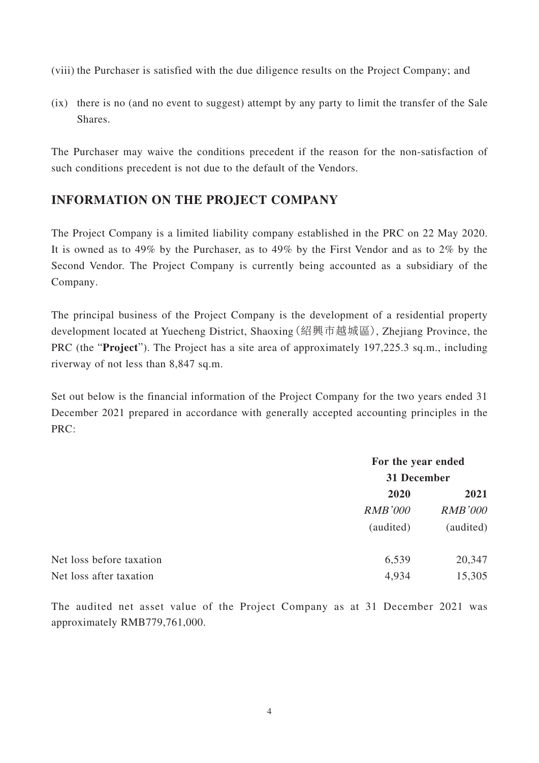(viii) the Purchaser is satisfied with the due diligence results on the Project Company; and

(ix) there is no (and no event to suggest) attempt by any party to limit the transfer of the Sale Shares.

The Purchaser may waive the conditions precedent if the reason for the non-satisfaction of such conditions precedent is not due to the default of the Vendors.

## INFORMATION ON THE PROJECT COMPANY

The Project Company is a limited liability company established in the PRC on 22 May 2020. It is owned as to 49% by the Purchaser, as to 49% by the First Vendor and as to 2% by the Second Vendor. The Project Company is currently being accounted as a subsidiary of the Company.

The principal business of the Project Company is the development of a residential property development located at Yuecheng District, Shaoxing（紹興市越城區）, Zhejiang Province, the PRC (the "**Project**"). The Project has a site area of approximately 197,225.3 sq.m., including riverway of not less than 8,847 sq.m.

Set out below is the financial information of the Project Company for the two years ended 31 December 2021 prepared in accordance with generally accepted accounting principles in the PRC:

| | For the year ended 31 December | |
|---|---|---|
| | **2020** | **2021** |
| | *RMB'000* | *RMB'000* |
| | (audited) | (audited) |
| Net loss before taxation | 6,539 | 20,347 |
| Net loss after taxation | 4,934 | 15,305 |

The audited net asset value of the Project Company as at 31 December 2021 was approximately RMB779,761,000.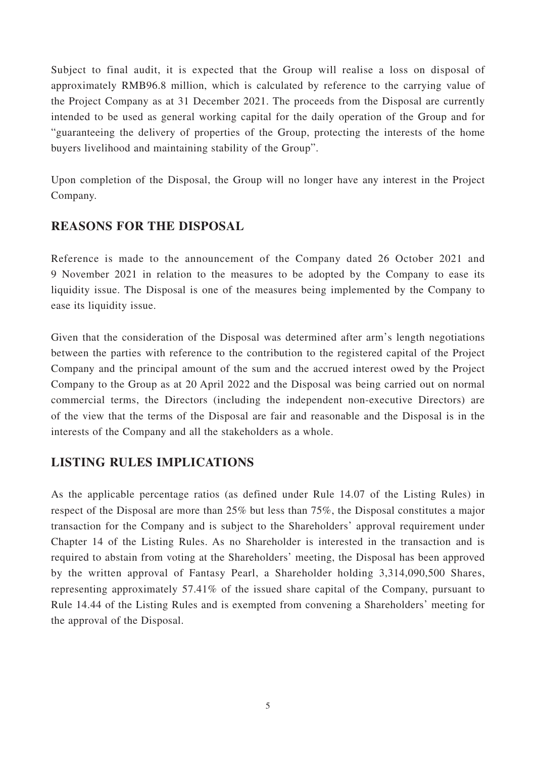Subject to final audit, it is expected that the Group will realise a loss on disposal of approximately RMB96.8 million, which is calculated by reference to the carrying value of the Project Company as at 31 December 2021. The proceeds from the Disposal are currently intended to be used as general working capital for the daily operation of the Group and for "guaranteeing the delivery of properties of the Group, protecting the interests of the home buyers livelihood and maintaining stability of the Group".

Upon completion of the Disposal, the Group will no longer have any interest in the Project Company.

## REASONS FOR THE DISPOSAL

Reference is made to the announcement of the Company dated 26 October 2021 and 9 November 2021 in relation to the measures to be adopted by the Company to ease its liquidity issue. The Disposal is one of the measures being implemented by the Company to ease its liquidity issue.

Given that the consideration of the Disposal was determined after arm's length negotiations between the parties with reference to the contribution to the registered capital of the Project Company and the principal amount of the sum and the accrued interest owed by the Project Company to the Group as at 20 April 2022 and the Disposal was being carried out on normal commercial terms, the Directors (including the independent non-executive Directors) are of the view that the terms of the Disposal are fair and reasonable and the Disposal is in the interests of the Company and all the stakeholders as a whole.

## LISTING RULES IMPLICATIONS

As the applicable percentage ratios (as defined under Rule 14.07 of the Listing Rules) in respect of the Disposal are more than 25% but less than 75%, the Disposal constitutes a major transaction for the Company and is subject to the Shareholders' approval requirement under Chapter 14 of the Listing Rules. As no Shareholder is interested in the transaction and is required to abstain from voting at the Shareholders' meeting, the Disposal has been approved by the written approval of Fantasy Pearl, a Shareholder holding 3,314,090,500 Shares, representing approximately 57.41% of the issued share capital of the Company, pursuant to Rule 14.44 of the Listing Rules and is exempted from convening a Shareholders' meeting for the approval of the Disposal.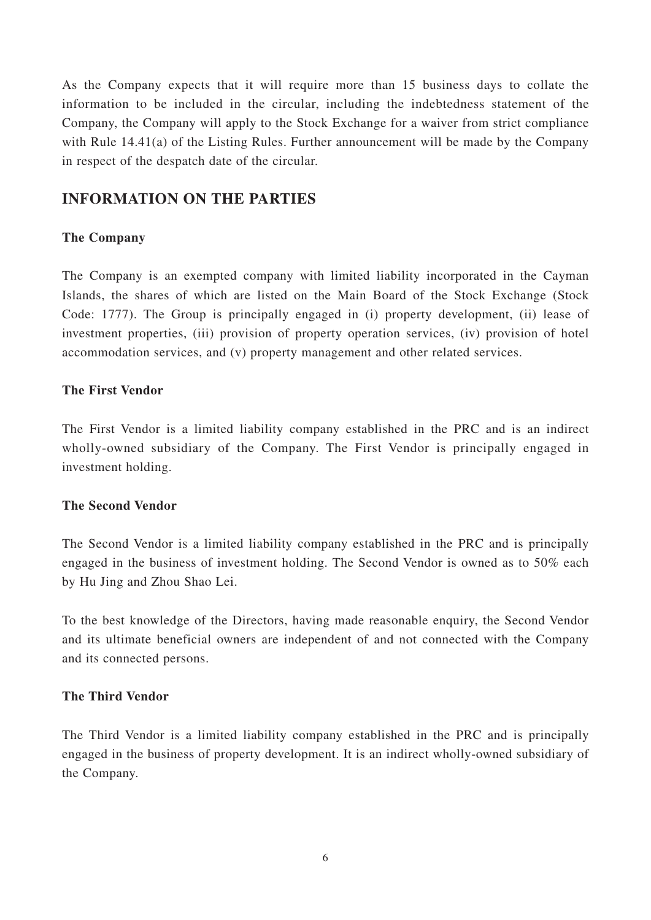As the Company expects that it will require more than 15 business days to collate the information to be included in the circular, including the indebtedness statement of the Company, the Company will apply to the Stock Exchange for a waiver from strict compliance with Rule 14.41(a) of the Listing Rules. Further announcement will be made by the Company in respect of the despatch date of the circular.

## INFORMATION ON THE PARTIES

### The Company

The Company is an exempted company with limited liability incorporated in the Cayman Islands, the shares of which are listed on the Main Board of the Stock Exchange (Stock Code: 1777). The Group is principally engaged in (i) property development, (ii) lease of investment properties, (iii) provision of property operation services, (iv) provision of hotel accommodation services, and (v) property management and other related services.

### The First Vendor

The First Vendor is a limited liability company established in the PRC and is an indirect wholly-owned subsidiary of the Company. The First Vendor is principally engaged in investment holding.

### The Second Vendor

The Second Vendor is a limited liability company established in the PRC and is principally engaged in the business of investment holding. The Second Vendor is owned as to 50% each by Hu Jing and Zhou Shao Lei.

To the best knowledge of the Directors, having made reasonable enquiry, the Second Vendor and its ultimate beneficial owners are independent of and not connected with the Company and its connected persons.

### The Third Vendor

The Third Vendor is a limited liability company established in the PRC and is principally engaged in the business of property development. It is an indirect wholly-owned subsidiary of the Company.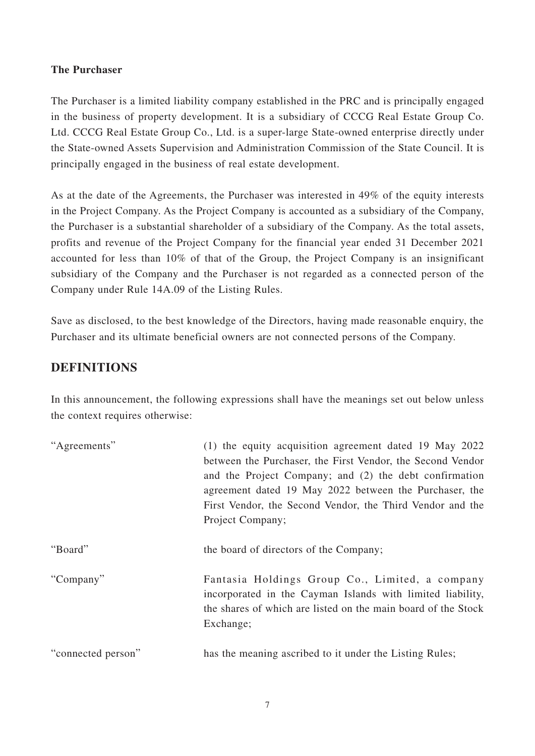**The Purchaser**

The Purchaser is a limited liability company established in the PRC and is principally engaged in the business of property development. It is a subsidiary of CCCG Real Estate Group Co. Ltd. CCCG Real Estate Group Co., Ltd. is a super-large State-owned enterprise directly under the State-owned Assets Supervision and Administration Commission of the State Council. It is principally engaged in the business of real estate development.

As at the date of the Agreements, the Purchaser was interested in 49% of the equity interests in the Project Company. As the Project Company is accounted as a subsidiary of the Company, the Purchaser is a substantial shareholder of a subsidiary of the Company. As the total assets, profits and revenue of the Project Company for the financial year ended 31 December 2021 accounted for less than 10% of that of the Group, the Project Company is an insignificant subsidiary of the Company and the Purchaser is not regarded as a connected person of the Company under Rule 14A.09 of the Listing Rules.

Save as disclosed, to the best knowledge of the Directors, having made reasonable enquiry, the Purchaser and its ultimate beneficial owners are not connected persons of the Company.

## DEFINITIONS

In this announcement, the following expressions shall have the meanings set out below unless the context requires otherwise:

| | |
|---|---|
| "Agreements" | (1) the equity acquisition agreement dated 19 May 2022 between the Purchaser, the First Vendor, the Second Vendor and the Project Company; and (2) the debt confirmation agreement dated 19 May 2022 between the Purchaser, the First Vendor, the Second Vendor, the Third Vendor and the Project Company; |
| "Board" | the board of directors of the Company; |
| "Company" | Fantasia Holdings Group Co., Limited, a company incorporated in the Cayman Islands with limited liability, the shares of which are listed on the main board of the Stock Exchange; |
| "connected person" | has the meaning ascribed to it under the Listing Rules; |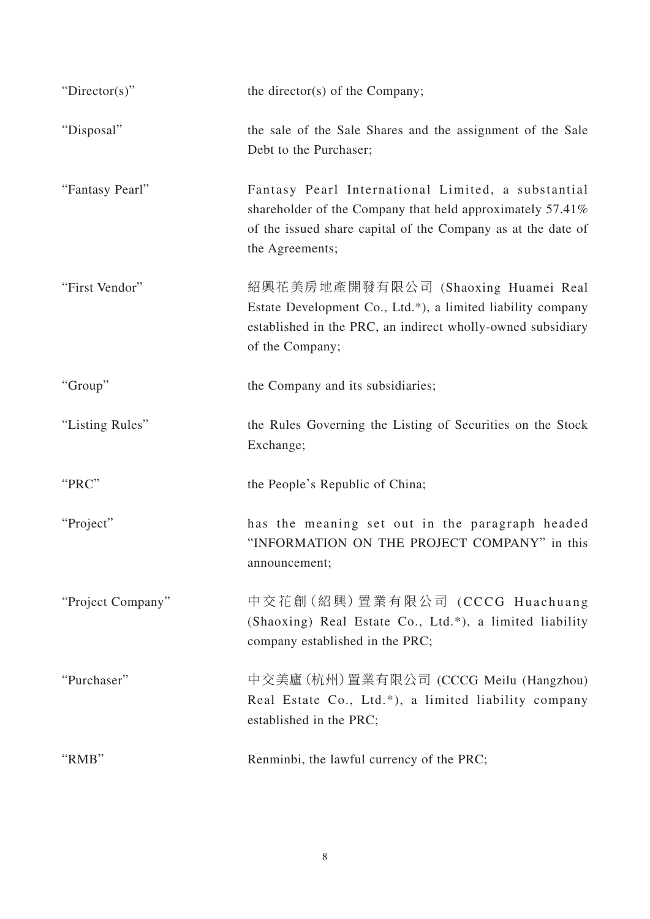| | |
|---|---|
| "Director(s)" | the director(s) of the Company; |
| "Disposal" | the sale of the Sale Shares and the assignment of the Sale Debt to the Purchaser; |
| "Fantasy Pearl" | Fantasy Pearl International Limited, a substantial shareholder of the Company that held approximately 57.41% of the issued share capital of the Company as at the date of the Agreements; |
| "First Vendor" | 紹興花美房地產開發有限公司 (Shaoxing Huamei Real Estate Development Co., Ltd.*), a limited liability company established in the PRC, an indirect wholly-owned subsidiary of the Company; |
| "Group" | the Company and its subsidiaries; |
| "Listing Rules" | the Rules Governing the Listing of Securities on the Stock Exchange; |
| "PRC" | the People's Republic of China; |
| "Project" | has the meaning set out in the paragraph headed "INFORMATION ON THE PROJECT COMPANY" in this announcement; |
| "Project Company" | 中交花創(紹興)置業有限公司 (CCCG Huachuang (Shaoxing) Real Estate Co., Ltd.*), a limited liability company established in the PRC; |
| "Purchaser" | 中交美廬(杭州)置業有限公司 (CCCG Meilu (Hangzhou) Real Estate Co., Ltd.*), a limited liability company established in the PRC; |
| "RMB" | Renminbi, the lawful currency of the PRC; |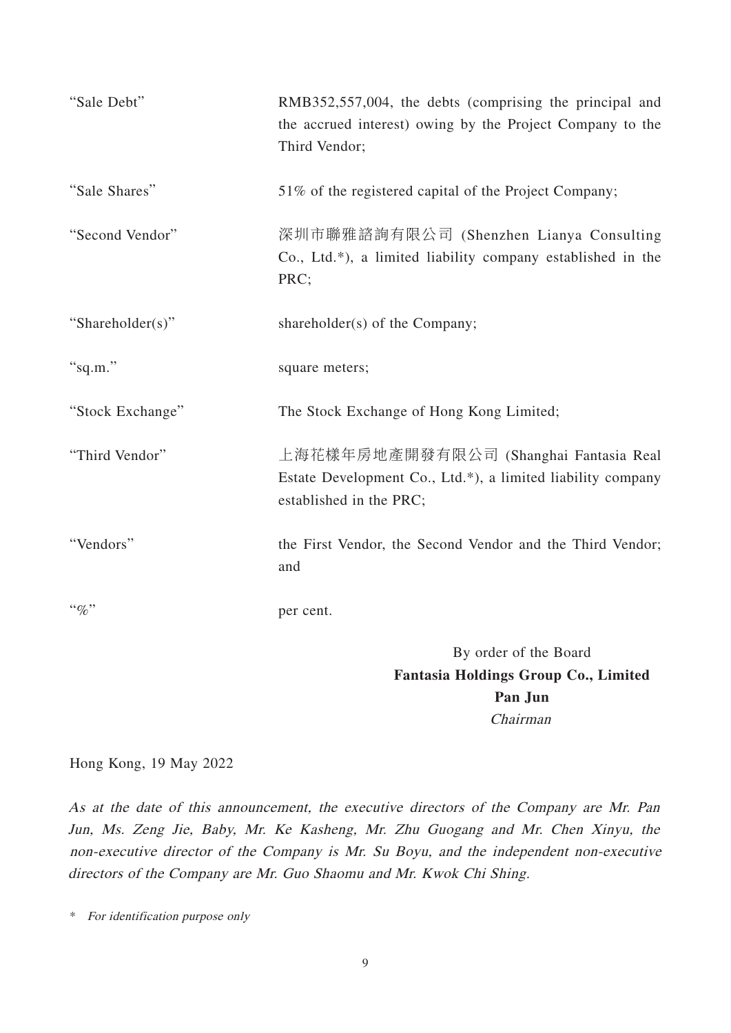| | |
|---|---|
| "Sale Debt" | RMB352,557,004, the debts (comprising the principal and the accrued interest) owing by the Project Company to the Third Vendor; |
| "Sale Shares" | 51% of the registered capital of the Project Company; |
| "Second Vendor" | 深圳市聯雅諮詢有限公司 (Shenzhen Lianya Consulting Co., Ltd.*), a limited liability company established in the PRC; |
| "Shareholder(s)" | shareholder(s) of the Company; |
| "sq.m." | square meters; |
| "Stock Exchange" | The Stock Exchange of Hong Kong Limited; |
| "Third Vendor" | 上海花樣年房地產開發有限公司 (Shanghai Fantasia Real Estate Development Co., Ltd.*), a limited liability company established in the PRC; |
| "Vendors" | the First Vendor, the Second Vendor and the Third Vendor; and |
| "%" | per cent. |

By order of the Board
**Fantasia Holdings Group Co., Limited**
**Pan Jun**
*Chairman*

Hong Kong, 19 May 2022

*As at the date of this announcement, the executive directors of the Company are Mr. Pan Jun, Ms. Zeng Jie, Baby, Mr. Ke Kasheng, Mr. Zhu Guogang and Mr. Chen Xinyu, the non-executive director of the Company is Mr. Su Boyu, and the independent non-executive directors of the Company are Mr. Guo Shaomu and Mr. Kwok Chi Shing.*

\* *For identification purpose only*